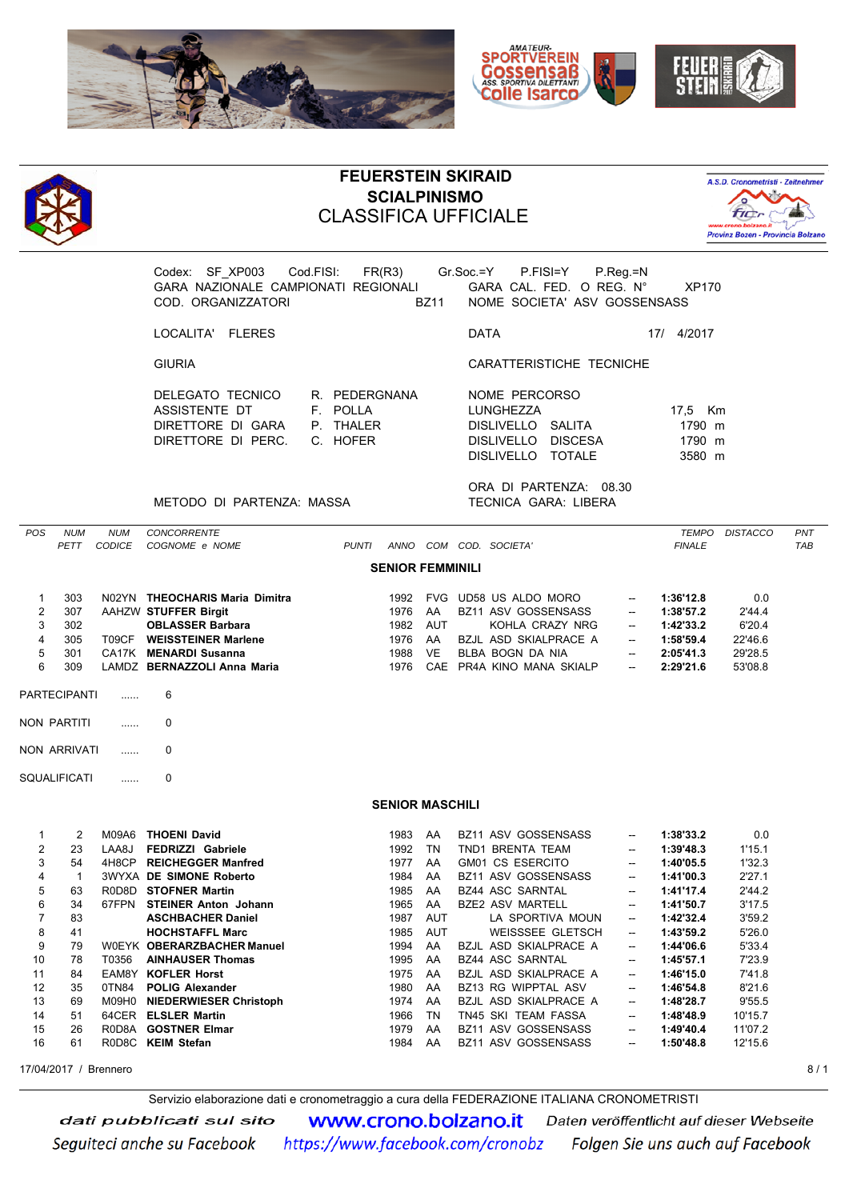# FEUERSTEIN SKIRAID
## SCIALPINISMO
## CLASSIFICA UFFICIALE

Codex: SF_XP003 Cod.FISI: FR(R3) Gr.Soc.=Y P.FISI=Y P.Reg.=N

GARA NAZIONALE CAMPIONATI REGIONALI — GARA CAL. FED. O REG. N° XP170

COD. ORGANIZZATORI BZ11 — NOME SOCIETA' ASV GOSSENSASS

LOCALITA' FLERES — DATA 17/ 4/2017

GIURIA — CARATTERISTICHE TECNICHE

DELEGATO TECNICO R. PEDERGNANA
ASSISTENTE DT F. POLLA
DIRETTORE DI GARA P. THALER
DIRETTORE DI PERC. C. HOFER

NOME PERCORSO
LUNGHEZZA 17,5 Km
DISLIVELLO SALITA 1790 m
DISLIVELLO DISCESA 1790 m
DISLIVELLO TOTALE 3580 m

ORA DI PARTENZA: 08.30
METODO DI PARTENZA: MASSA — TECNICA GARA: LIBERA

### SENIOR FEMMINILI

| POS | NUM PETT | NUM CODICE | CONCORRENTE COGNOME e NOME | PUNTI | ANNO | COM | COD. | SOCIETA' | | TEMPO FINALE | DISTACCO | PNT TAB |
|---|---|---|---|---|---|---|---|---|---|---|---|---|
| 1 | 303 | N02YN | **THEOCHARIS Maria Dimitra** | | 1992 | FVG | UD58 | US ALDO MORO | -- | **1:36'12.8** | 0.0 | |
| 2 | 307 | AAHZW | **STUFFER Birgit** | | 1976 | AA | BZ11 | ASV GOSSENSASS | -- | **1:38'57.2** | 2'44.4 | |
| 3 | 302 | | **OBLASSER Barbara** | | 1982 | AUT | | KOHLA CRAZY NRG | -- | **1:42'33.2** | 6'20.4 | |
| 4 | 305 | T09CF | **WEISSTEINER Marlene** | | 1976 | AA | BZJL | ASD SKIALPRACE A | -- | **1:58'59.4** | 22'46.6 | |
| 5 | 301 | CA17K | **MENARDI Susanna** | | 1988 | VE | BLBA | BOGN DA NIA | -- | **2:05'41.3** | 29'28.5 | |
| 6 | 309 | LAMDZ | **BERNAZZOLI Anna Maria** | | 1976 | CAE | PR4A | KINO MANA SKIALP | -- | **2:29'21.6** | 53'08.8 | |

PARTECIPANTI ...... 6

NON PARTITI ...... 0

NON ARRIVATI ...... 0

SQUALIFICATI ...... 0

### SENIOR MASCHILI

| POS | NUM PETT | NUM CODICE | CONCORRENTE COGNOME e NOME | PUNTI | ANNO | COM | COD. | SOCIETA' | | TEMPO FINALE | DISTACCO | PNT TAB |
|---|---|---|---|---|---|---|---|---|---|---|---|---|
| 1 | 2 | M09A6 | **THOENI David** | | 1983 | AA | BZ11 | ASV GOSSENSASS | -- | **1:38'33.2** | 0.0 | |
| 2 | 23 | LAA8J | **FEDRIZZI Gabriele** | | 1992 | TN | TND1 | BRENTA TEAM | -- | **1:39'48.3** | 1'15.1 | |
| 3 | 54 | 4H8CP | **REICHEGGER Manfred** | | 1977 | AA | GM01 | CS ESERCITO | -- | **1:40'05.5** | 1'32.3 | |
| 4 | 1 | 3WYXA | **DE SIMONE Roberto** | | 1984 | AA | BZ11 | ASV GOSSENSASS | -- | **1:41'00.3** | 2'27.1 | |
| 5 | 63 | R0D8D | **STOFNER Martin** | | 1985 | AA | BZ44 | ASC SARNTAL | -- | **1:41'17.4** | 2'44.2 | |
| 6 | 34 | 67FPN | **STEINER Anton Johann** | | 1965 | AA | BZE2 | ASV MARTELL | -- | **1:41'50.7** | 3'17.5 | |
| 7 | 83 | | **ASCHBACHER Daniel** | | 1987 | AUT | | LA SPORTIVA MOUN | -- | **1:42'32.4** | 3'59.2 | |
| 8 | 41 | | **HOCHSTAFFL Marc** | | 1985 | AUT | | WEISSSEE GLETSCH | -- | **1:43'59.2** | 5'26.0 | |
| 9 | 79 | W0EYK | **OBERARZBACHER Manuel** | | 1994 | AA | BZJL | ASD SKIALPRACE A | -- | **1:44'06.6** | 5'33.4 | |
| 10 | 78 | T0356 | **AINHAUSER Thomas** | | 1995 | AA | BZ44 | ASC SARNTAL | -- | **1:45'57.1** | 7'23.9 | |
| 11 | 84 | EAM8Y | **KOFLER Horst** | | 1975 | AA | BZJL | ASD SKIALPRACE A | -- | **1:46'15.0** | 7'41.8 | |
| 12 | 35 | 0TN84 | **POLIG Alexander** | | 1980 | AA | BZ13 | RG WIPPTAL ASV | -- | **1:46'54.8** | 8'21.6 | |
| 13 | 69 | M09H0 | **NIEDERWIESER Christoph** | | 1974 | AA | BZJL | ASD SKIALPRACE A | -- | **1:48'28.7** | 9'55.5 | |
| 14 | 51 | 64CER | **ELSLER Martin** | | 1966 | TN | TN45 | SKI TEAM FASSA | -- | **1:48'48.9** | 10'15.7 | |
| 15 | 26 | R0D8A | **GOSTNER Elmar** | | 1979 | AA | BZ11 | ASV GOSSENSASS | -- | **1:49'40.4** | 11'07.2 | |
| 16 | 61 | R0D8C | **KEIM Stefan** | | 1984 | AA | BZ11 | ASV GOSSENSASS | -- | **1:50'48.8** | 12'15.6 | |

17/04/2017 / Brennero

Servizio elaborazione dati e cronometraggio a cura della FEDERAZIONE ITALIANA CRONOMETRISTI

*dati pubblicati sul sito* **www.crono.bolzano.it** *Daten veröffentlicht auf dieser Webseite*

*Seguiteci anche su Facebook* *https://www.facebook.com/cronobz* *Folgen Sie uns auch auf Facebook*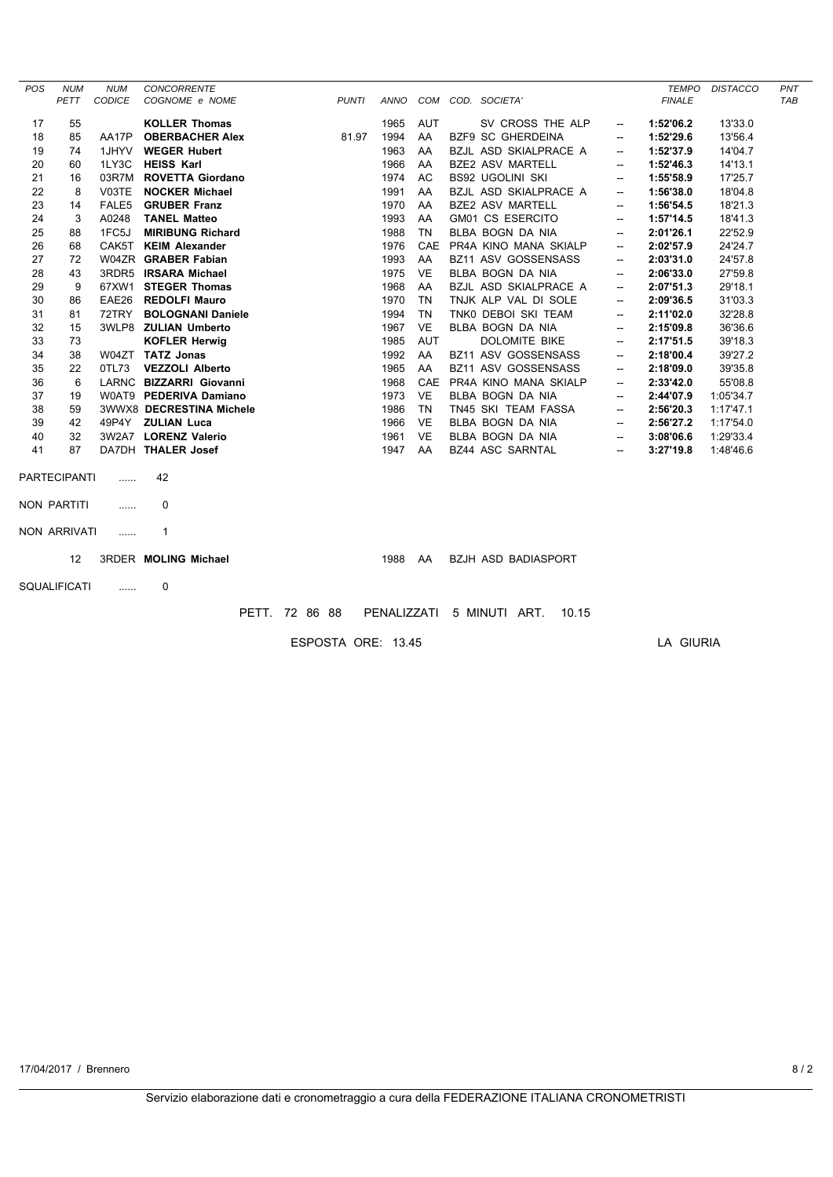| POS | NUM PETT | NUM CODICE | CONCORRENTE COGNOME e NOME | PUNTI | ANNO | COM | COD. SOCIETA' | | TEMPO FINALE | DISTACCO | PNT TAB |
|---|---|---|---|---|---|---|---|---|---|---|---|
| 17 | 55 | | **KOLLER Thomas** | | 1965 | AUT | SV CROSS THE ALP | -- | **1:52'06.2** | 13'33.0 | |
| 18 | 85 | AA17P | **OBERBACHER Alex** | 81.97 | 1994 | AA | BZF9 SC GHERDEINA | -- | **1:52'29.6** | 13'56.4 | |
| 19 | 74 | 1JHYV | **WEGER Hubert** | | 1963 | AA | BZJL ASD SKIALPRACE A | -- | **1:52'37.9** | 14'04.7 | |
| 20 | 60 | 1LY3C | **HEISS Karl** | | 1966 | AA | BZE2 ASV MARTELL | -- | **1:52'46.3** | 14'13.1 | |
| 21 | 16 | 03R7M | **ROVETTA Giordano** | | 1974 | AC | BS92 UGOLINI SKI | -- | **1:55'58.9** | 17'25.7 | |
| 22 | 8 | V03TE | **NOCKER Michael** | | 1991 | AA | BZJL ASD SKIALPRACE A | -- | **1:56'38.0** | 18'04.8 | |
| 23 | 14 | FALE5 | **GRUBER Franz** | | 1970 | AA | BZE2 ASV MARTELL | -- | **1:56'54.5** | 18'21.3 | |
| 24 | 3 | A0248 | **TANEL Matteo** | | 1993 | AA | GM01 CS ESERCITO | -- | **1:57'14.5** | 18'41.3 | |
| 25 | 88 | 1FC5J | **MIRIBUNG Richard** | | 1988 | TN | BLBA BOGN DA NIA | -- | **2:01'26.1** | 22'52.9 | |
| 26 | 68 | CAK5T | **KEIM Alexander** | | 1976 | CAE | PR4A KINO MANA SKIALP | -- | **2:02'57.9** | 24'24.7 | |
| 27 | 72 | W04ZR | **GRABER Fabian** | | 1993 | AA | BZ11 ASV GOSSENSASS | -- | **2:03'31.0** | 24'57.8 | |
| 28 | 43 | 3RDR5 | **IRSARA Michael** | | 1975 | VE | BLBA BOGN DA NIA | -- | **2:06'33.0** | 27'59.8 | |
| 29 | 9 | 67XW1 | **STEGER Thomas** | | 1968 | AA | BZJL ASD SKIALPRACE A | -- | **2:07'51.3** | 29'18.1 | |
| 30 | 86 | EAE26 | **REDOLFI Mauro** | | 1970 | TN | TNJK ALP VAL DI SOLE | -- | **2:09'36.5** | 31'03.3 | |
| 31 | 81 | 72TRY | **BOLOGNANI Daniele** | | 1994 | TN | TNK0 DEBOI SKI TEAM | -- | **2:11'02.0** | 32'28.8 | |
| 32 | 15 | 3WLP8 | **ZULIAN Umberto** | | 1967 | VE | BLBA BOGN DA NIA | -- | **2:15'09.8** | 36'36.6 | |
| 33 | 73 | | **KOFLER Herwig** | | 1985 | AUT | DOLOMITE BIKE | -- | **2:17'51.5** | 39'18.3 | |
| 34 | 38 | W04ZT | **TATZ Jonas** | | 1992 | AA | BZ11 ASV GOSSENSASS | -- | **2:18'00.4** | 39'27.2 | |
| 35 | 22 | 0TL73 | **VEZZOLI Alberto** | | 1965 | AA | BZ11 ASV GOSSENSASS | -- | **2:18'09.0** | 39'35.8 | |
| 36 | 6 | LARNC | **BIZZARRI Giovanni** | | 1968 | CAE | PR4A KINO MANA SKIALP | -- | **2:33'42.0** | 55'08.8 | |
| 37 | 19 | W0AT9 | **PEDERIVA Damiano** | | 1973 | VE | BLBA BOGN DA NIA | -- | **2:44'07.9** | 1:05'34.7 | |
| 38 | 59 | 3WWX8 | **DECRESTINA Michele** | | 1986 | TN | TN45 SKI TEAM FASSA | -- | **2:56'20.3** | 1:17'47.1 | |
| 39 | 42 | 49P4Y | **ZULIAN Luca** | | 1966 | VE | BLBA BOGN DA NIA | -- | **2:56'27.2** | 1:17'54.0 | |
| 40 | 32 | 3W2A7 | **LORENZ Valerio** | | 1961 | VE | BLBA BOGN DA NIA | -- | **3:08'06.6** | 1:29'33.4 | |
| 41 | 87 | DA7DH | **THALER Josef** | | 1947 | AA | BZ44 ASC SARNTAL | -- | **3:27'19.8** | 1:48'46.6 | |

PARTECIPANTI ...... 42

NON PARTITI ...... 0

NON ARRIVATI ...... 1

| NUM PETT | NUM CODICE | COGNOME e NOME | ANNO | COM | COD. SOCIETA' |
|---|---|---|---|---|---|
| 12 | 3RDER | **MOLING Michael** | 1988 | AA | BZJH ASD BADIASPORT |

SQUALIFICATI ...... 0

PETT. 72 86 88 PENALIZZATI 5 MINUTI ART. 10.15

ESPOSTA ORE: 13.45

LA GIURIA

17/04/2017 / Brennero

Servizio elaborazione dati e cronometraggio a cura della FEDERAZIONE ITALIANA CRONOMETRISTI